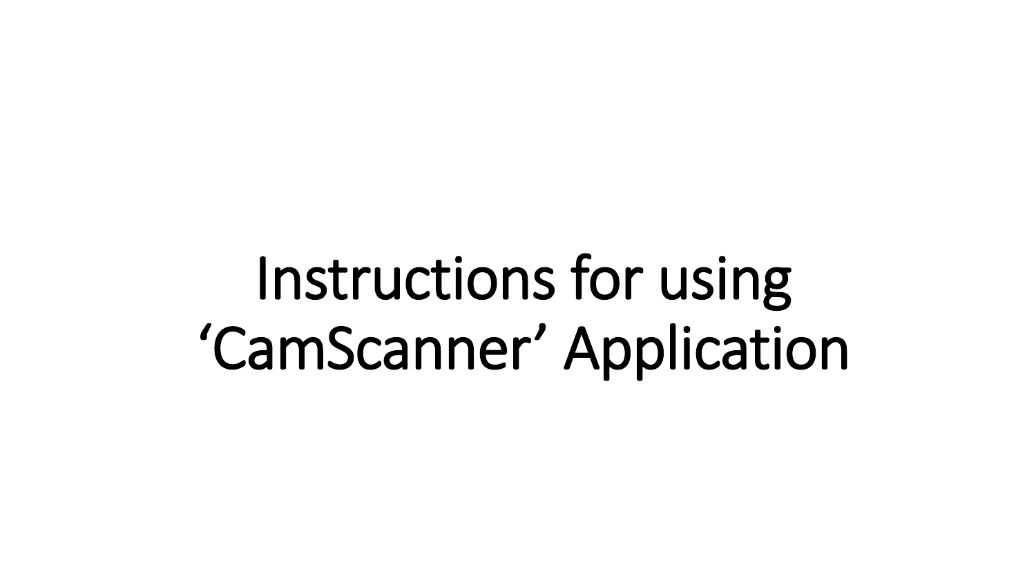# Instructions for using ‘CamScanner’ Application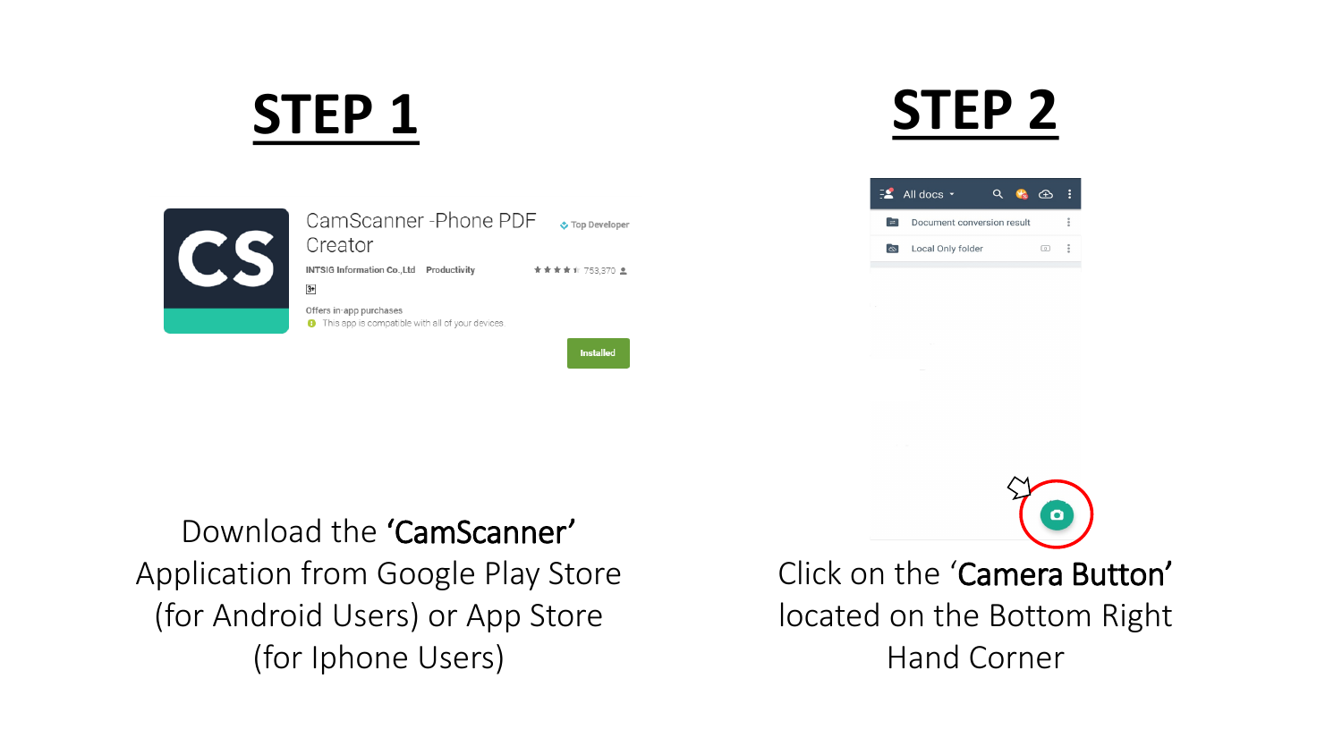## STEP 1

Download the **'CamScanner'** Application from Google Play Store (for Android Users) or App Store (for Iphone Users)

## STEP 2

Click on the '**Camera Button**' located on the Bottom Right Hand Corner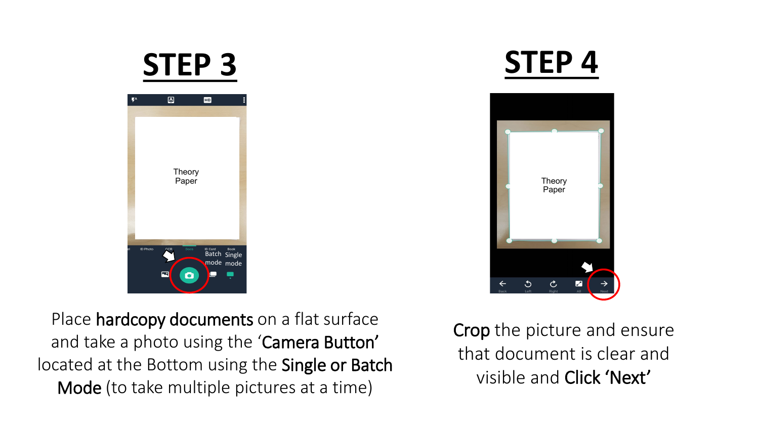# STEP 3

Place **hardcopy documents** on a flat surface and take a photo using the '**Camera Button**' located at the Bottom using the **Single or Batch Mode** (to take multiple pictures at a time)

# STEP 4

**Crop** the picture and ensure that document is clear and visible and **Click 'Next'**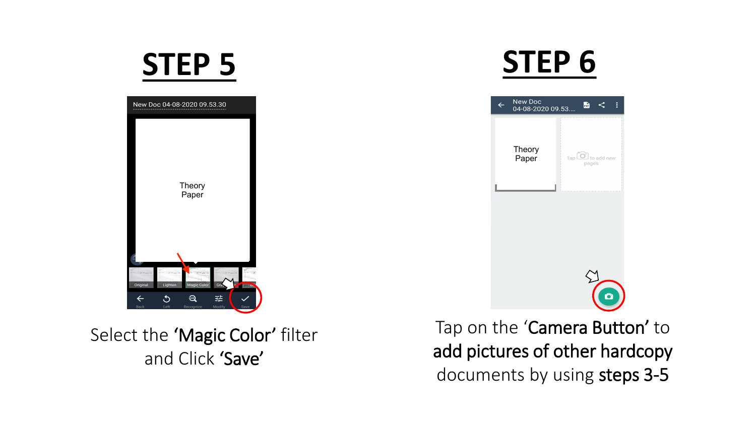# STEP 5

Select the **'Magic Color'** filter and Click **'Save'**

# STEP 6

Tap on the **'Camera Button'** to **add pictures of other hardcopy** documents by using **steps 3-5**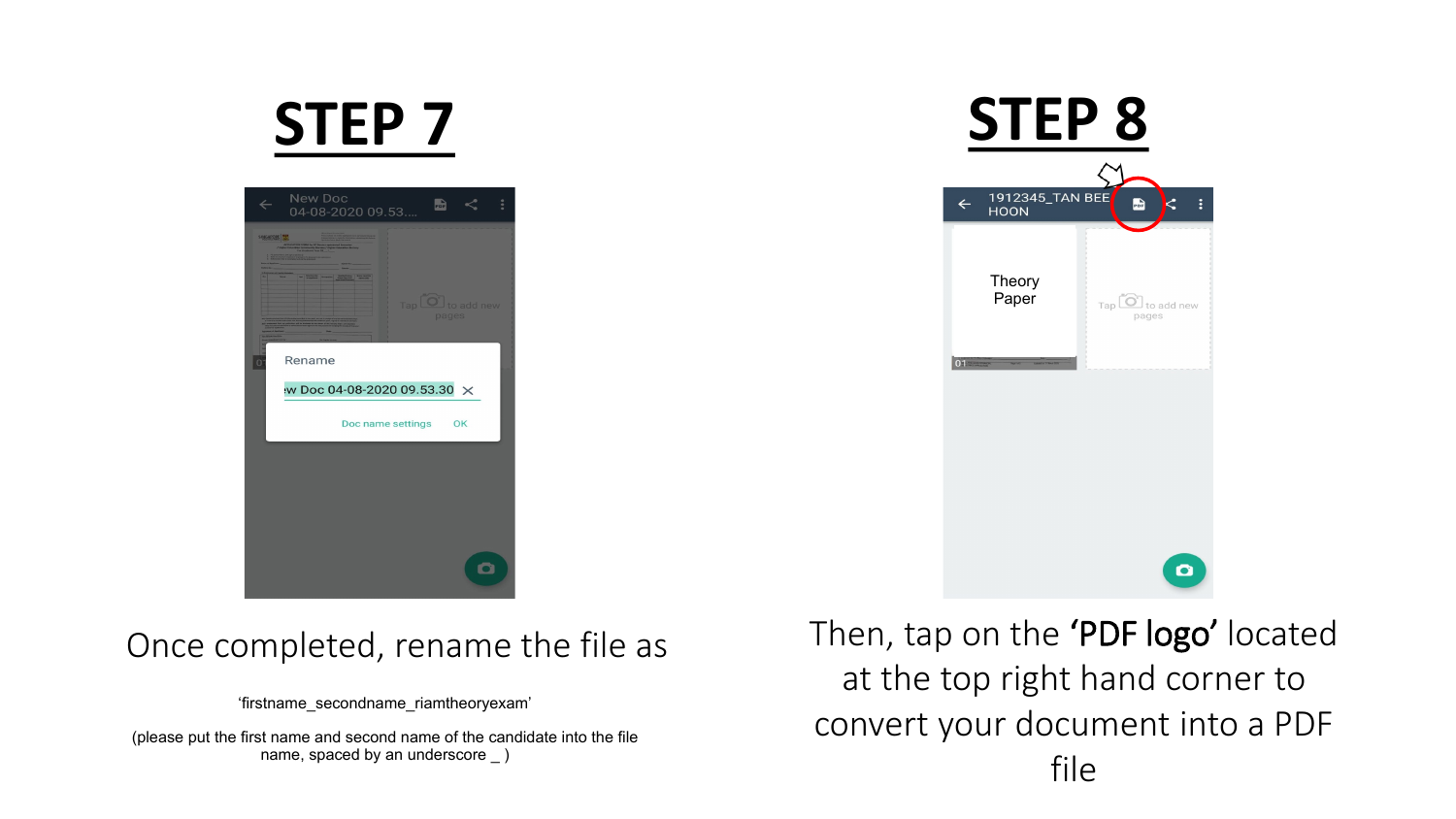# STEP 7

Once completed, rename the file as

'firstname_secondname_riamtheoryexam'

(please put the first name and second name of the candidate into the file name, spaced by an underscore _ )

# STEP 8

Then, tap on the **'PDF logo'** located at the top right hand corner to convert your document into a PDF file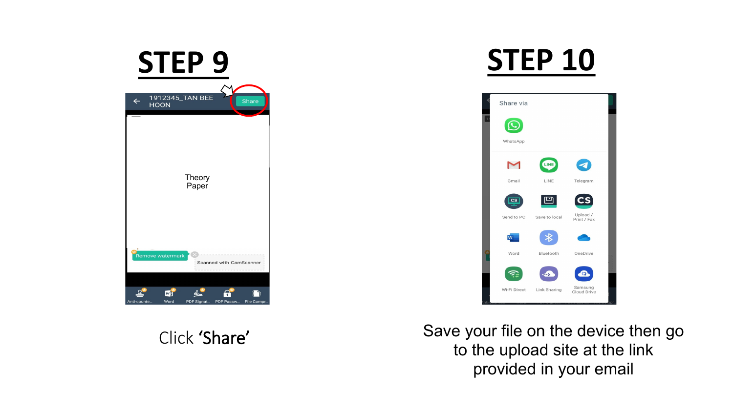## STEP 9

Click **'Share'**

## STEP 10

Save your file on the device then go to the upload site at the link provided in your email